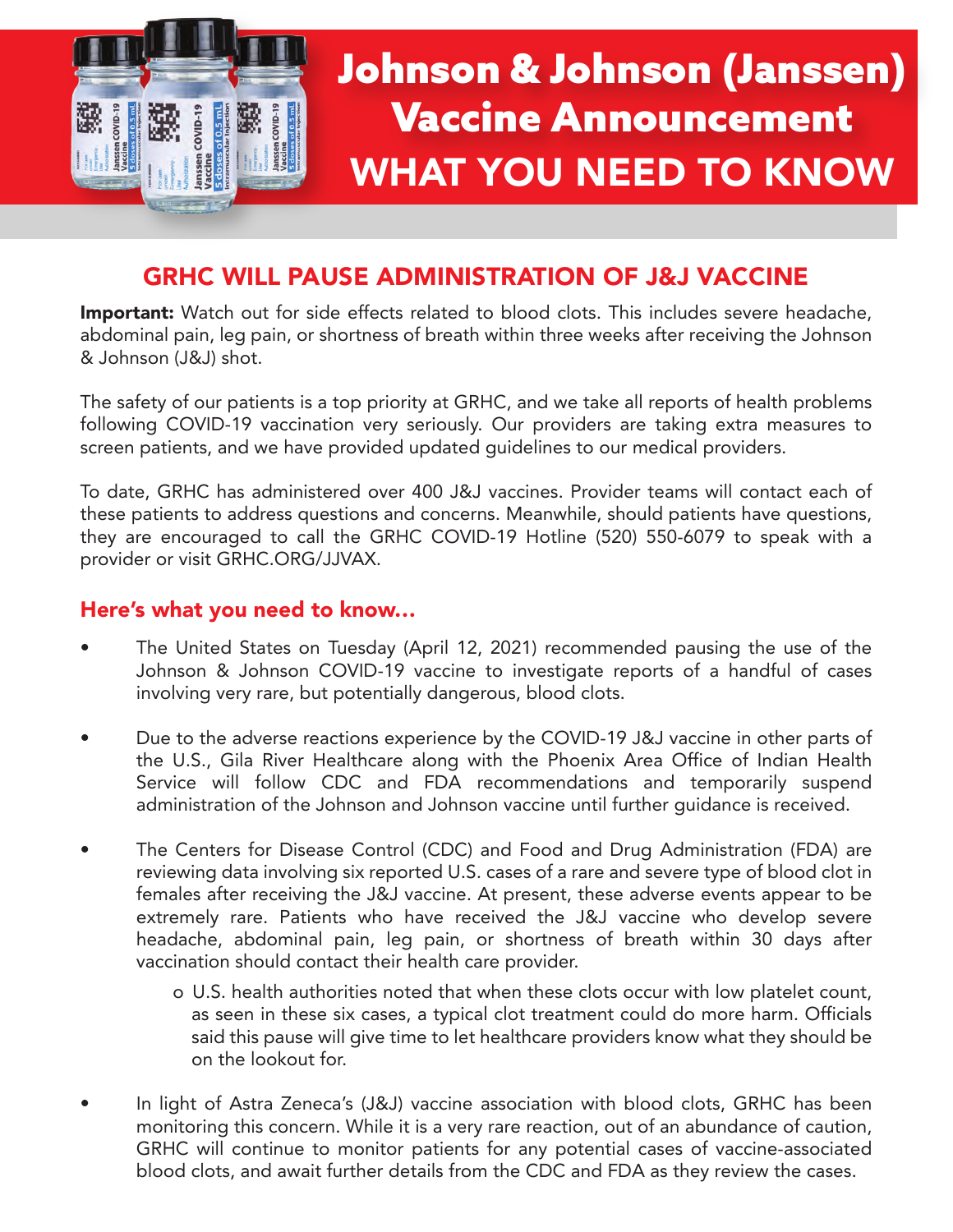# Johnson & Johnson (Janssen) Vaccine Announcement

# WHAT YOU NEED TO KNOW

## GRHC WILL PAUSE ADMINISTRATION OF J&J VACCINE

**Important:** Watch out for side effects related to blood clots. This includes severe headache, abdominal pain, leg pain, or shortness of breath within three weeks after receiving the Johnson & Johnson (J&J) shot.

The safety of our patients is a top priority at GRHC, and we take all reports of health problems following COVID-19 vaccination very seriously. Our providers are taking extra measures to screen patients, and we have provided updated guidelines to our medical providers.

To date, GRHC has administered over 400 J&J vaccines. Provider teams will contact each of these patients to address questions and concerns. Meanwhile, should patients have questions, they are encouraged to call the GRHC COVID-19 Hotline (520) 550-6079 to speak with a provider or visit GRHC.ORG/JJVAX.

### Here's what you need to know…

- The United States on Tuesday (April 12, 2021) recommended pausing the use of the Johnson & Johnson COVID-19 vaccine to investigate reports of a handful of cases involving very rare, but potentially dangerous, blood clots.

- Due to the adverse reactions experience by the COVID-19 J&J vaccine in other parts of the U.S., Gila River Healthcare along with the Phoenix Area Office of Indian Health Service will follow CDC and FDA recommendations and temporarily suspend administration of the Johnson and Johnson vaccine until further guidance is received.

- The Centers for Disease Control (CDC) and Food and Drug Administration (FDA) are reviewing data involving six reported U.S. cases of a rare and severe type of blood clot in females after receiving the J&J vaccine. At present, these adverse events appear to be extremely rare. Patients who have received the J&J vaccine who develop severe headache, abdominal pain, leg pain, or shortness of breath within 30 days after vaccination should contact their health care provider.
  - U.S. health authorities noted that when these clots occur with low platelet count, as seen in these six cases, a typical clot treatment could do more harm. Officials said this pause will give time to let healthcare providers know what they should be on the lookout for.

- In light of Astra Zeneca's (J&J) vaccine association with blood clots, GRHC has been monitoring this concern. While it is a very rare reaction, out of an abundance of caution, GRHC will continue to monitor patients for any potential cases of vaccine-associated blood clots, and await further details from the CDC and FDA as they review the cases.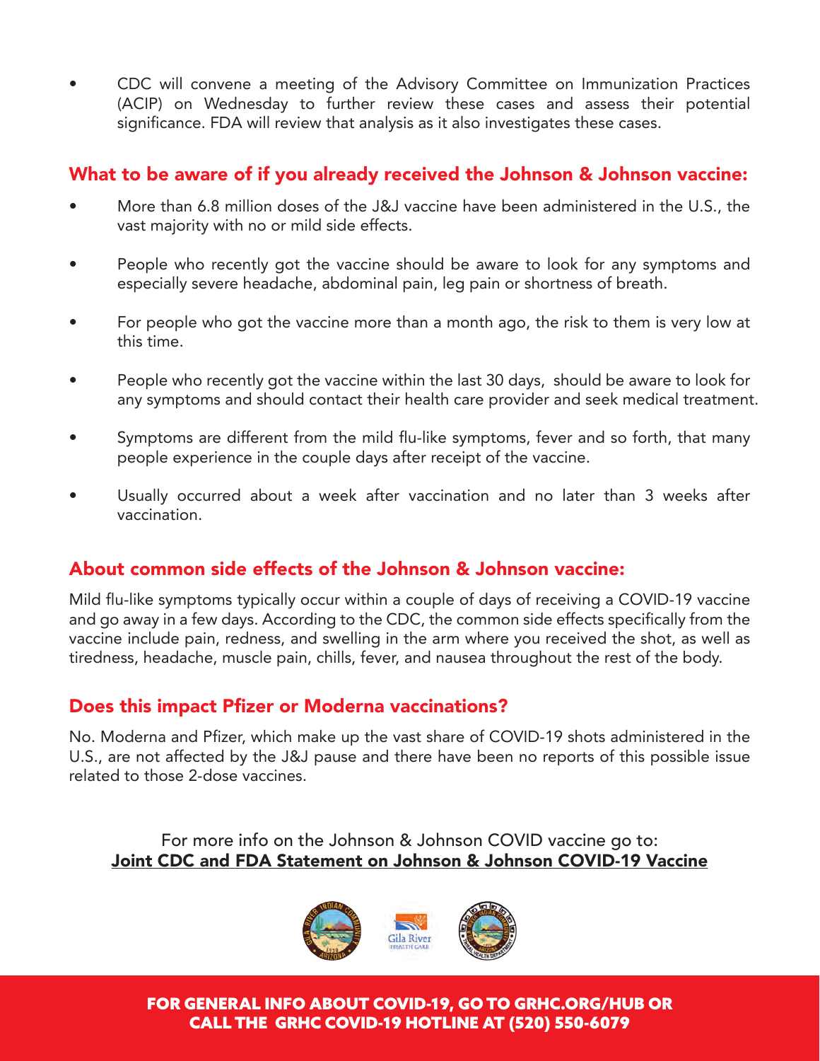- CDC will convene a meeting of the Advisory Committee on Immunization Practices (ACIP) on Wednesday to further review these cases and assess their potential significance. FDA will review that analysis as it also investigates these cases.

## What to be aware of if you already received the Johnson & Johnson vaccine:

- More than 6.8 million doses of the J&J vaccine have been administered in the U.S., the vast majority with no or mild side effects.
- People who recently got the vaccine should be aware to look for any symptoms and especially severe headache, abdominal pain, leg pain or shortness of breath.
- For people who got the vaccine more than a month ago, the risk to them is very low at this time.
- People who recently got the vaccine within the last 30 days, should be aware to look for any symptoms and should contact their health care provider and seek medical treatment.
- Symptoms are different from the mild flu-like symptoms, fever and so forth, that many people experience in the couple days after receipt of the vaccine.
- Usually occurred about a week after vaccination and no later than 3 weeks after vaccination.

## About common side effects of the Johnson & Johnson vaccine:

Mild flu-like symptoms typically occur within a couple of days of receiving a COVID-19 vaccine and go away in a few days. According to the CDC, the common side effects specifically from the vaccine include pain, redness, and swelling in the arm where you received the shot, as well as tiredness, headache, muscle pain, chills, fever, and nausea throughout the rest of the body.

## Does this impact Pfizer or Moderna vaccinations?

No. Moderna and Pfizer, which make up the vast share of COVID-19 shots administered in the U.S., are not affected by the J&J pause and there have been no reports of this possible issue related to those 2-dose vaccines.

For more info on the Johnson & Johnson COVID vaccine go to:
**Joint CDC and FDA Statement on Johnson & Johnson COVID-19 Vaccine**

**FOR GENERAL INFO ABOUT COVID-19, GO TO GRHC.ORG/HUB OR CALL THE GRHC COVID-19 HOTLINE AT (520) 550-6079**